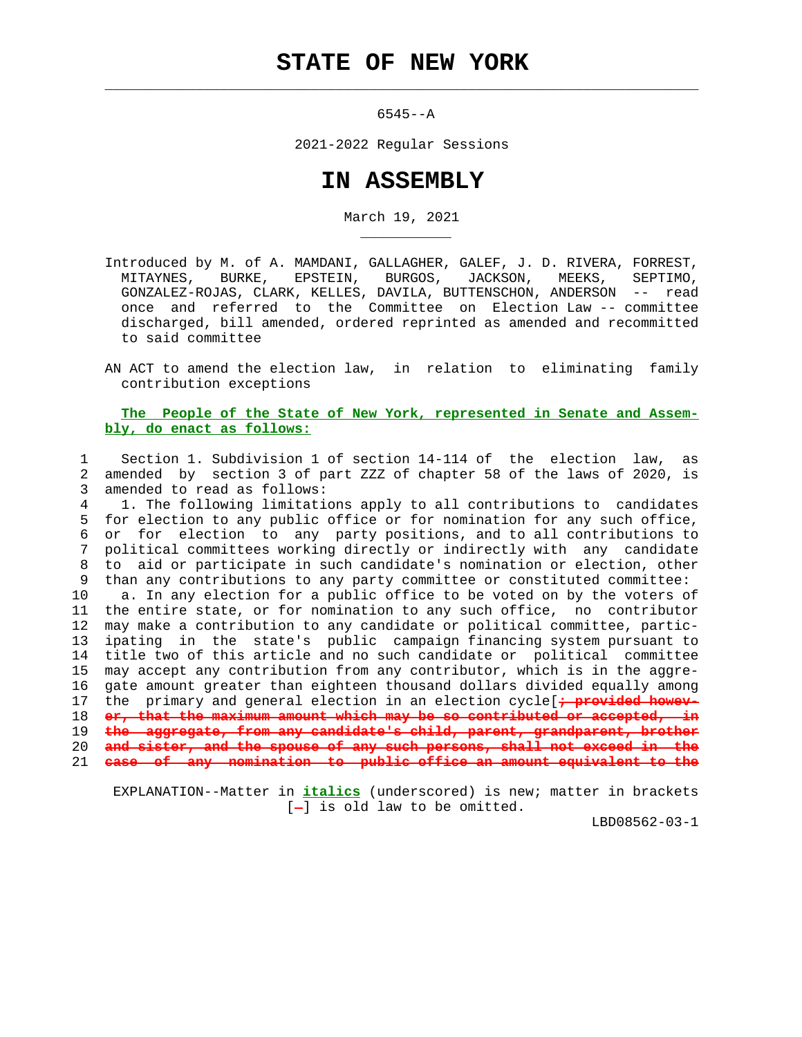# STATE OF NEW YORK

6545--A

2021-2022 Regular Sessions

# IN ASSEMBLY

March 19, 2021

Introduced by M. of A. MAMDANI, GALLAGHER, GALEF, J. D. RIVERA, FORREST, MITAYNES, BURKE, EPSTEIN, BURGOS, JACKSON, MEEKS, SEPTIMO, GONZALEZ-ROJAS, CLARK, KELLES, DAVILA, BUTTENSCHON, ANDERSON -- read once and referred to the Committee on Election Law -- committee discharged, bill amended, ordered reprinted as amended and recommitted to said committee

AN ACT to amend the election law, in relation to eliminating family contribution exceptions

**The People of the State of New York, represented in Senate and Assembly, do enact as follows:**

Section 1. Subdivision 1 of section 14-114 of the election law, as amended by section 3 of part ZZZ of chapter 58 of the laws of 2020, is amended to read as follows:

1. The following limitations apply to all contributions to candidates for election to any public office or for nomination for any such office, or for election to any party positions, and to all contributions to political committees working directly or indirectly with any candidate to aid or participate in such candidate's nomination or election, other than any contributions to any party committee or constituted committee:

a. In any election for a public office to be voted on by the voters of the entire state, or for nomination to any such office, no contributor may make a contribution to any candidate or political committee, participating in the state's public campaign financing system pursuant to title two of this article and no such candidate or political committee may accept any contribution from any contributor, which is in the aggregate amount greater than eighteen thousand dollars divided equally among the primary and general election in an election cycle[; provided however, that the maximum amount which may be so contributed or accepted, in the aggregate, from any candidate's child, parent, grandparent, brother and sister, and the spouse of any such persons, shall not exceed in the case of any nomination to public office an amount equivalent to the

EXPLANATION--Matter in *italics* (underscored) is new; matter in brackets [-] is old law to be omitted.

LBD08562-03-1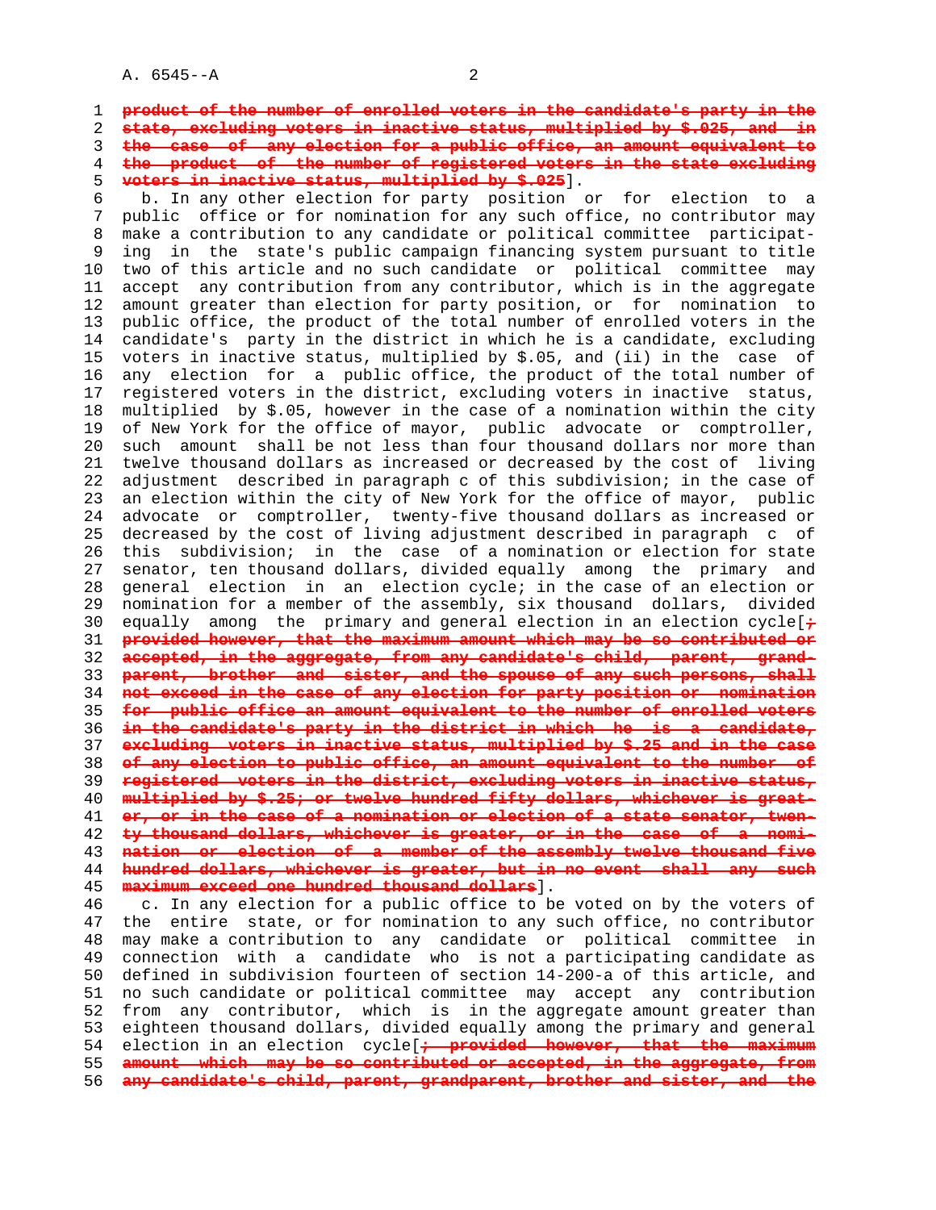~~product of the number of enrolled voters in the candidate's party in the state, excluding voters in inactive status, multiplied by $.025, and in the case of any election for a public office, an amount equivalent to the product of the number of registered voters in the state excluding voters in inactive status, multiplied by $.025~~].

b. In any other election for party position or for election to a public office or for nomination for any such office, no contributor may make a contribution to any candidate or political committee participating in the state's public campaign financing system pursuant to title two of this article and no such candidate or political committee may accept any contribution from any contributor, which is in the aggregate amount greater than election for party position, or for nomination to public office, the product of the total number of enrolled voters in the candidate's party in the district in which he is a candidate, excluding voters in inactive status, multiplied by $.05, and (ii) in the case of any election for a public office, the product of the total number of registered voters in the district, excluding voters in inactive status, multiplied by $.05, however in the case of a nomination within the city of New York for the office of mayor, public advocate or comptroller, such amount shall be not less than four thousand dollars nor more than twelve thousand dollars as increased or decreased by the cost of living adjustment described in paragraph c of this subdivision; in the case of an election within the city of New York for the office of mayor, public advocate or comptroller, twenty-five thousand dollars as increased or decreased by the cost of living adjustment described in paragraph c of this subdivision; in the case of a nomination or election for state senator, ten thousand dollars, divided equally among the primary and general election in an election cycle; in the case of an election or nomination for a member of the assembly, six thousand dollars, divided equally among the primary and general election in an election cycle[~~; provided however, that the maximum amount which may be so contributed or accepted, in the aggregate, from any candidate's child, parent, grandparent, brother and sister, and the spouse of any such persons, shall not exceed in the case of any election for party position or nomination for public office an amount equivalent to the number of enrolled voters in the candidate's party in the district in which he is a candidate, excluding voters in inactive status, multiplied by $.25 and in the case of any election to public office, an amount equivalent to the number of registered voters in the district, excluding voters in inactive status, multiplied by $.25; or twelve hundred fifty dollars, whichever is greater, or in the case of a nomination or election of a state senator, twenty thousand dollars, whichever is greater, or in the case of a nomination or election of a member of the assembly twelve thousand five hundred dollars, whichever is greater, but in no event shall any such maximum exceed one hundred thousand dollars~~].

c. In any election for a public office to be voted on by the voters of the entire state, or for nomination to any such office, no contributor may make a contribution to any candidate or political committee in connection with a candidate who is not a participating candidate as defined in subdivision fourteen of section 14-200-a of this article, and no such candidate or political committee may accept any contribution from any contributor, which is in the aggregate amount greater than eighteen thousand dollars, divided equally among the primary and general election in an election cycle[~~; provided however, that the maximum amount which may be so contributed or accepted, in the aggregate, from any candidate's child, parent, grandparent, brother and sister, and the~~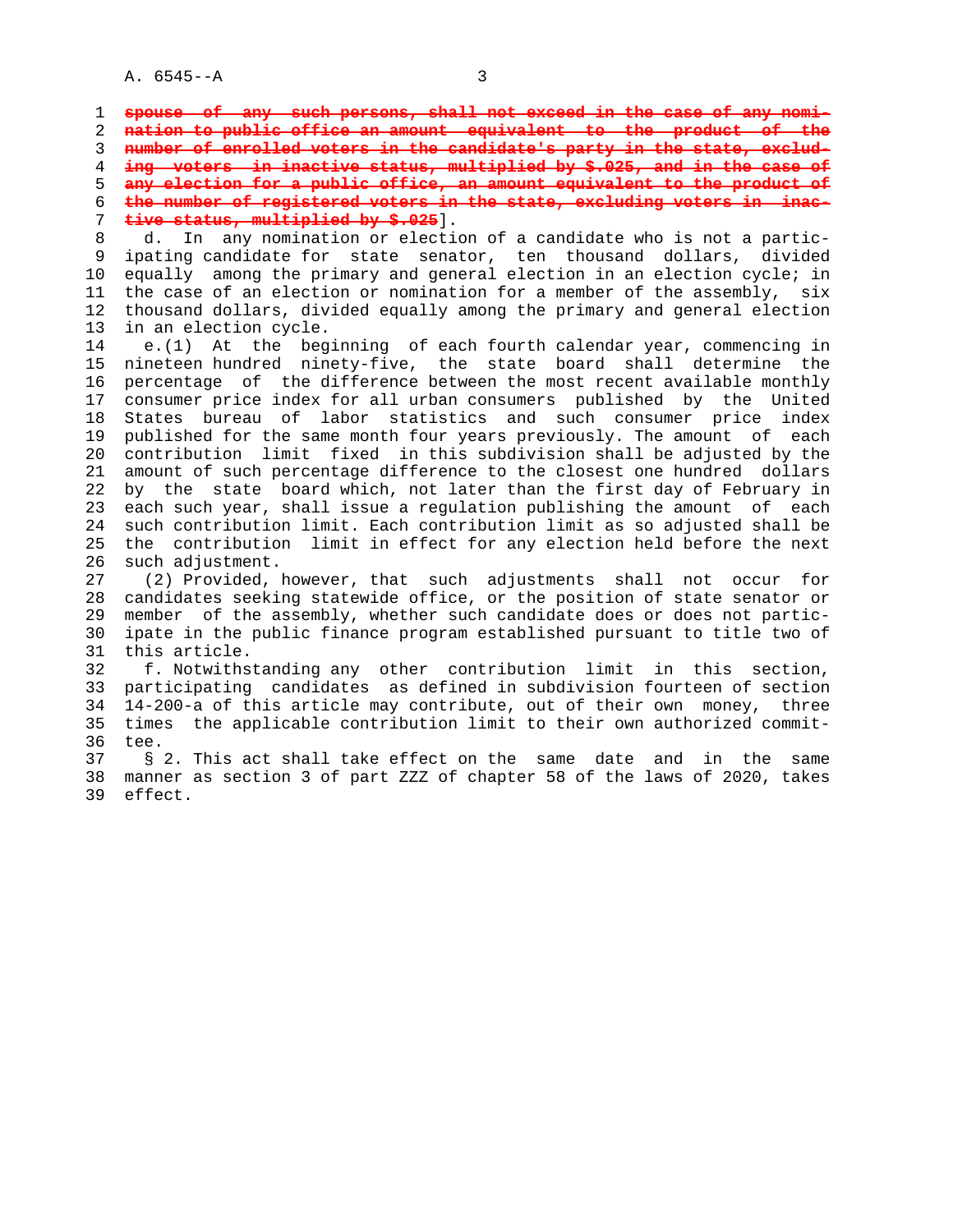~~spouse of any such persons, shall not exceed in the case of any nomination to public office an amount equivalent to the product of the number of enrolled voters in the candidate's party in the state, excluding voters in inactive status, multiplied by $.025, and in the case of any election for a public office, an amount equivalent to the product of the number of registered voters in the state, excluding voters in inactive status, multiplied by $.025~~].

d. In any nomination or election of a candidate who is not a participating candidate for state senator, ten thousand dollars, divided equally among the primary and general election in an election cycle; in the case of an election or nomination for a member of the assembly, six thousand dollars, divided equally among the primary and general election in an election cycle.

e.(1) At the beginning of each fourth calendar year, commencing in nineteen hundred ninety-five, the state board shall determine the percentage of the difference between the most recent available monthly consumer price index for all urban consumers published by the United States bureau of labor statistics and such consumer price index published for the same month four years previously. The amount of each contribution limit fixed in this subdivision shall be adjusted by the amount of such percentage difference to the closest one hundred dollars by the state board which, not later than the first day of February in each such year, shall issue a regulation publishing the amount of each such contribution limit. Each contribution limit as so adjusted shall be the contribution limit in effect for any election held before the next such adjustment.

(2) Provided, however, that such adjustments shall not occur for candidates seeking statewide office, or the position of state senator or member of the assembly, whether such candidate does or does not participate in the public finance program established pursuant to title two of this article.

f. Notwithstanding any other contribution limit in this section, participating candidates as defined in subdivision fourteen of section 14-200-a of this article may contribute, out of their own money, three times the applicable contribution limit to their own authorized committee.

§ 2. This act shall take effect on the same date and in the same manner as section 3 of part ZZZ of chapter 58 of the laws of 2020, takes effect.